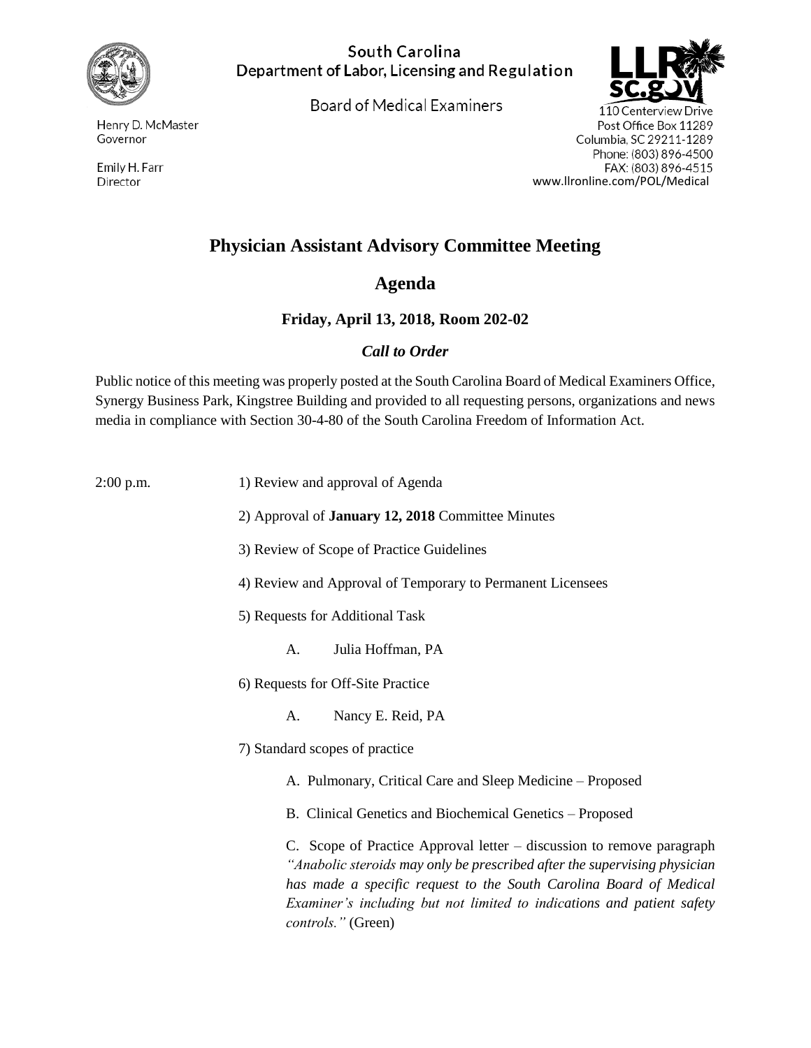South Carolina
Department of Labor, Licensing and Regulation

Board of Medical Examiners

Henry D. McMaster
Governor

Emily H. Farr
Director

110 Centerview Drive
Post Office Box 11289
Columbia, SC 29211-1289
Phone: (803) 896-4500
FAX: (803) 896-4515
www.llronline.com/POL/Medical

# Physician Assistant Advisory Committee Meeting

## Agenda

### Friday, April 13, 2018, Room 202-02

### *Call to Order*

Public notice of this meeting was properly posted at the South Carolina Board of Medical Examiners Office, Synergy Business Park, Kingstree Building and provided to all requesting persons, organizations and news media in compliance with Section 30-4-80 of the South Carolina Freedom of Information Act.

2:00 p.m.

1) Review and approval of Agenda

2) Approval of **January 12, 2018** Committee Minutes

3) Review of Scope of Practice Guidelines

4) Review and Approval of Temporary to Permanent Licensees

5) Requests for Additional Task

   A. Julia Hoffman, PA

6) Requests for Off-Site Practice

   A. Nancy E. Reid, PA

7) Standard scopes of practice

   A. Pulmonary, Critical Care and Sleep Medicine – Proposed

   B. Clinical Genetics and Biochemical Genetics – Proposed

   C. Scope of Practice Approval letter – discussion to remove paragraph *"Anabolic steroids may only be prescribed after the supervising physician has made a specific request to the South Carolina Board of Medical Examiner's including but not limited to indications and patient safety controls."* (Green)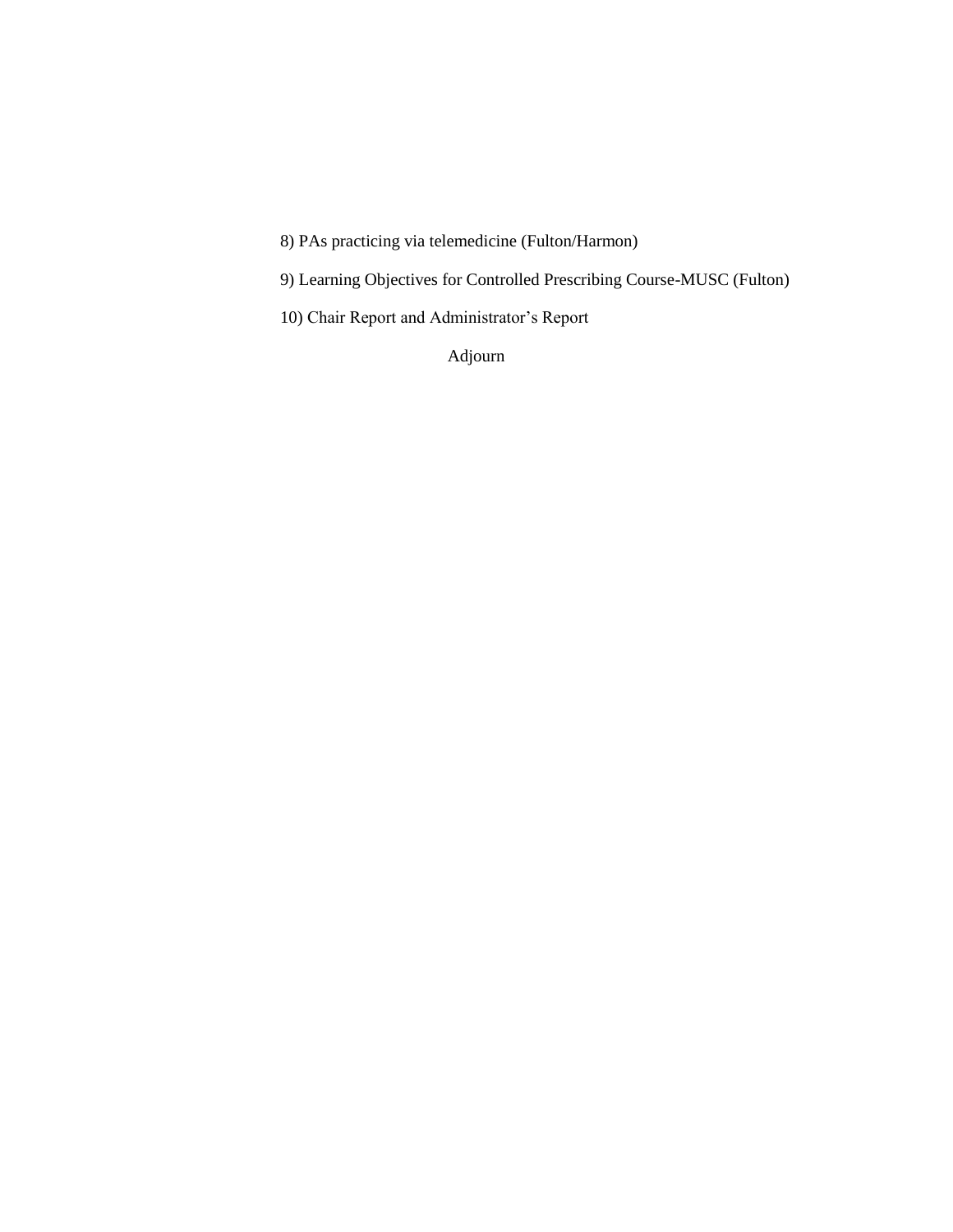8) PAs practicing via telemedicine (Fulton/Harmon)

9) Learning Objectives for Controlled Prescribing Course-MUSC (Fulton)

10) Chair Report and Administrator's Report

Adjourn